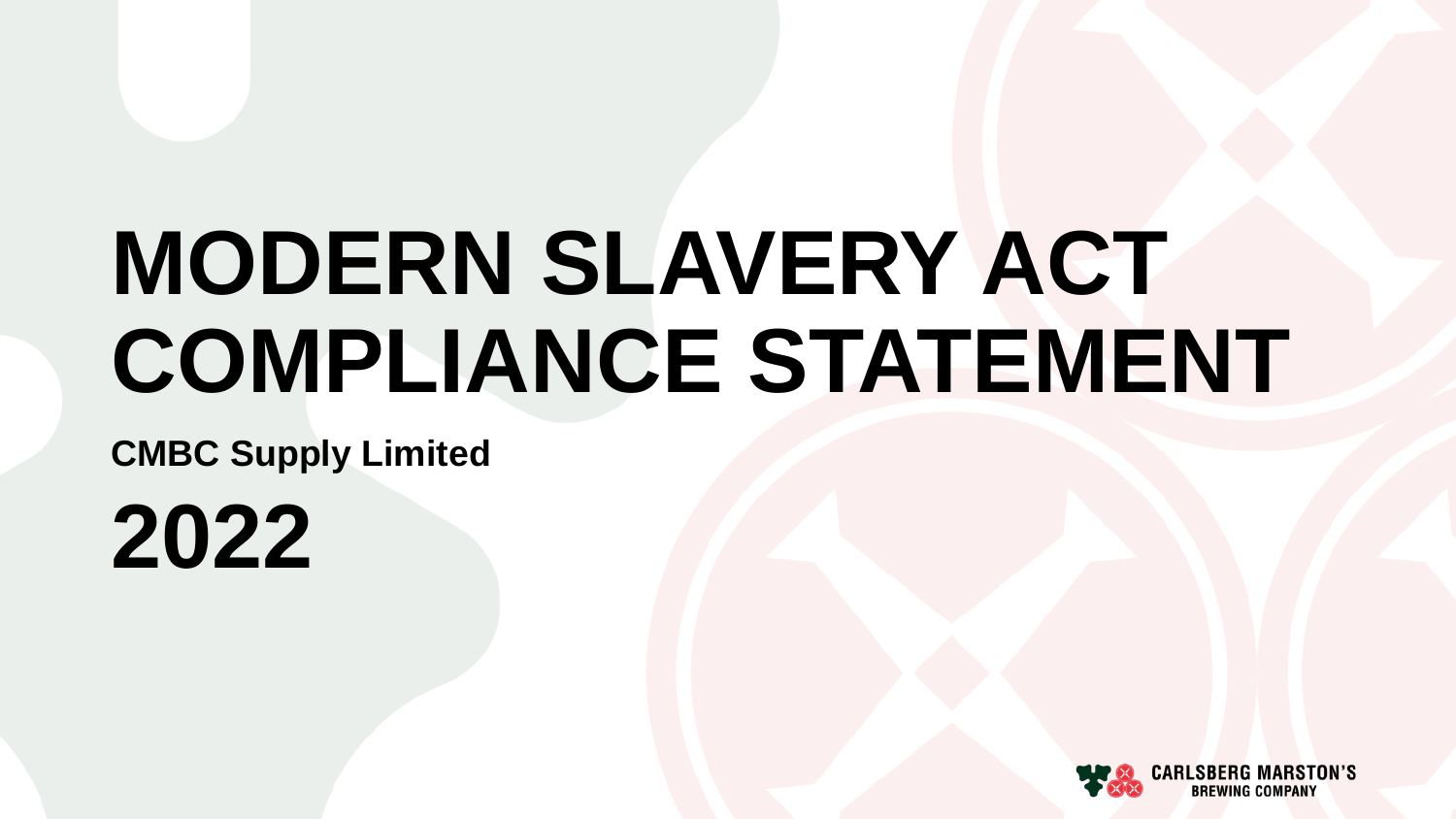# MODERN SLAVERY ACT COMPLIANCE STATEMENT

**CMBC Supply Limited**

# 2022

CARLSBERG MARSTON'S BREWING COMPANY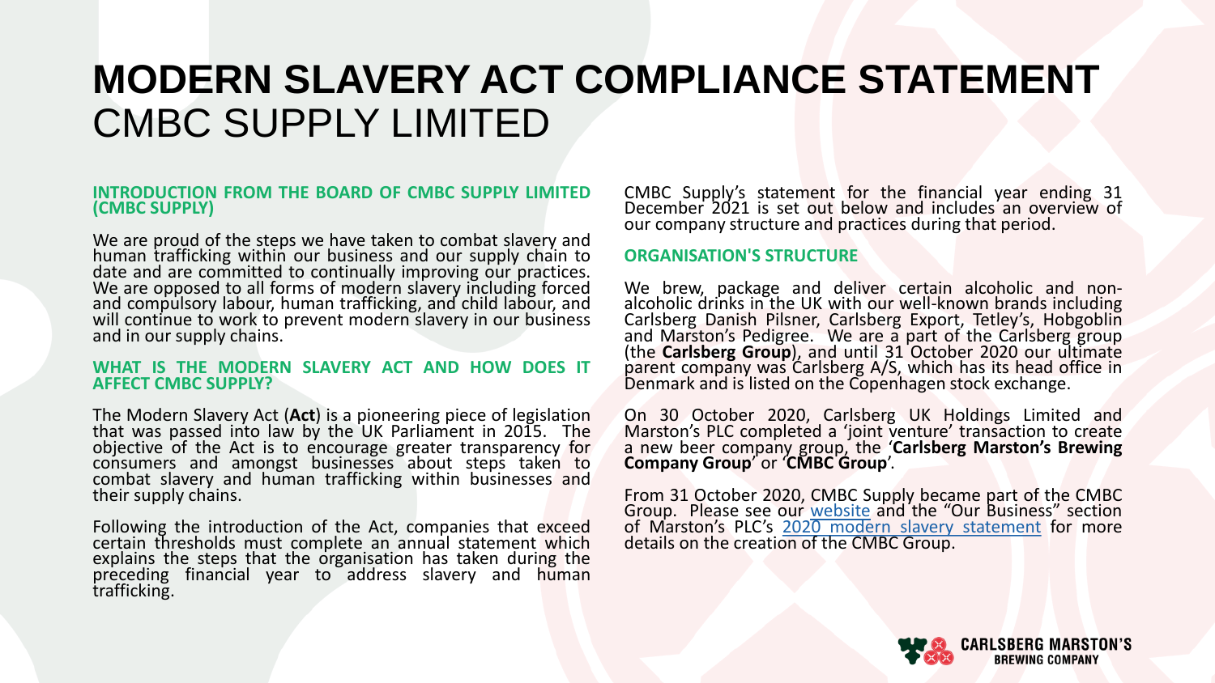# MODERN SLAVERY ACT COMPLIANCE STATEMENT
## CMBC SUPPLY LIMITED

### INTRODUCTION FROM THE BOARD OF CMBC SUPPLY LIMITED (CMBC SUPPLY)

We are proud of the steps we have taken to combat slavery and human trafficking within our business and our supply chain to date and are committed to continually improving our practices. We are opposed to all forms of modern slavery including forced and compulsory labour, human trafficking, and child labour, and will continue to work to prevent modern slavery in our business and in our supply chains.

### WHAT IS THE MODERN SLAVERY ACT AND HOW DOES IT AFFECT CMBC SUPPLY?

The Modern Slavery Act (**Act**) is a pioneering piece of legislation that was passed into law by the UK Parliament in 2015. The objective of the Act is to encourage greater transparency for consumers and amongst businesses about steps taken to combat slavery and human trafficking within businesses and their supply chains.

Following the introduction of the Act, companies that exceed certain thresholds must complete an annual statement which explains the steps that the organisation has taken during the preceding financial year to address slavery and human trafficking.

CMBC Supply's statement for the financial year ending 31 December 2021 is set out below and includes an overview of our company structure and practices during that period.

### ORGANISATION'S STRUCTURE

We brew, package and deliver certain alcoholic and non-alcoholic drinks in the UK with our well-known brands including Carlsberg Danish Pilsner, Carlsberg Export, Tetley's, Hobgoblin and Marston's Pedigree. We are a part of the Carlsberg group (the **Carlsberg Group**), and until 31 October 2020 our ultimate parent company was Carlsberg A/S, which has its head office in Denmark and is listed on the Copenhagen stock exchange.

On 30 October 2020, Carlsberg UK Holdings Limited and Marston's PLC completed a 'joint venture' transaction to create a new beer company group, the '**Carlsberg Marston's Brewing Company Group**' or '**CMBC Group**'.

From 31 October 2020, CMBC Supply became part of the CMBC Group. Please see our website and the "Our Business" section of Marston's PLC's 2020 modern slavery statement for more details on the creation of the CMBC Group.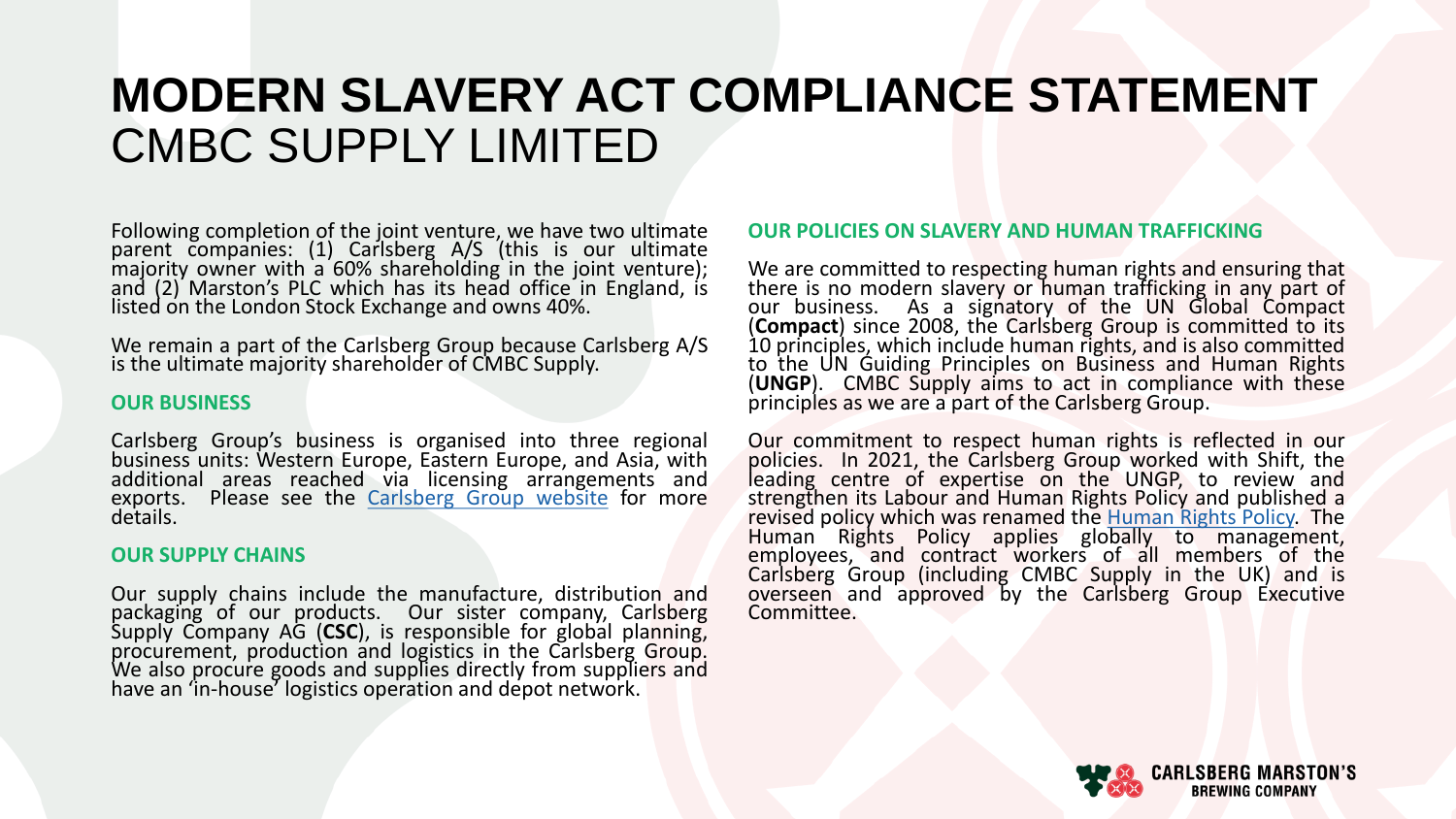# MODERN SLAVERY ACT COMPLIANCE STATEMENT

CMBC SUPPLY LIMITED

Following completion of the joint venture, we have two ultimate parent companies: (1) Carlsberg A/S (this is our ultimate majority owner with a 60% shareholding in the joint venture); and (2) Marston's PLC which has its head office in England, is listed on the London Stock Exchange and owns 40%.

We remain a part of the Carlsberg Group because Carlsberg A/S is the ultimate majority shareholder of CMBC Supply.

## OUR BUSINESS

Carlsberg Group's business is organised into three regional business units: Western Europe, Eastern Europe, and Asia, with additional areas reached via licensing arrangements and exports. Please see the Carlsberg Group website for more details.

## OUR SUPPLY CHAINS

Our supply chains include the manufacture, distribution and packaging of our products. Our sister company, Carlsberg Supply Company AG (**CSC**), is responsible for global planning, procurement, production and logistics in the Carlsberg Group. We also procure goods and supplies directly from suppliers and have an 'in-house' logistics operation and depot network.

## OUR POLICIES ON SLAVERY AND HUMAN TRAFFICKING

We are committed to respecting human rights and ensuring that there is no modern slavery or human trafficking in any part of our business. As a signatory of the UN Global Compact (**Compact**) since 2008, the Carlsberg Group is committed to its 10 principles, which include human rights, and is also committed to the UN Guiding Principles on Business and Human Rights (**UNGP**). CMBC Supply aims to act in compliance with these principles as we are a part of the Carlsberg Group.

Our commitment to respect human rights is reflected in our policies. In 2021, the Carlsberg Group worked with Shift, the leading centre of expertise on the UNGP, to review and strengthen its Labour and Human Rights Policy and published a revised policy which was renamed the Human Rights Policy. The Human Rights Policy applies globally to management, employees, and contract workers of all members of the Carlsberg Group (including CMBC Supply in the UK) and is overseen and approved by the Carlsberg Group Executive Committee.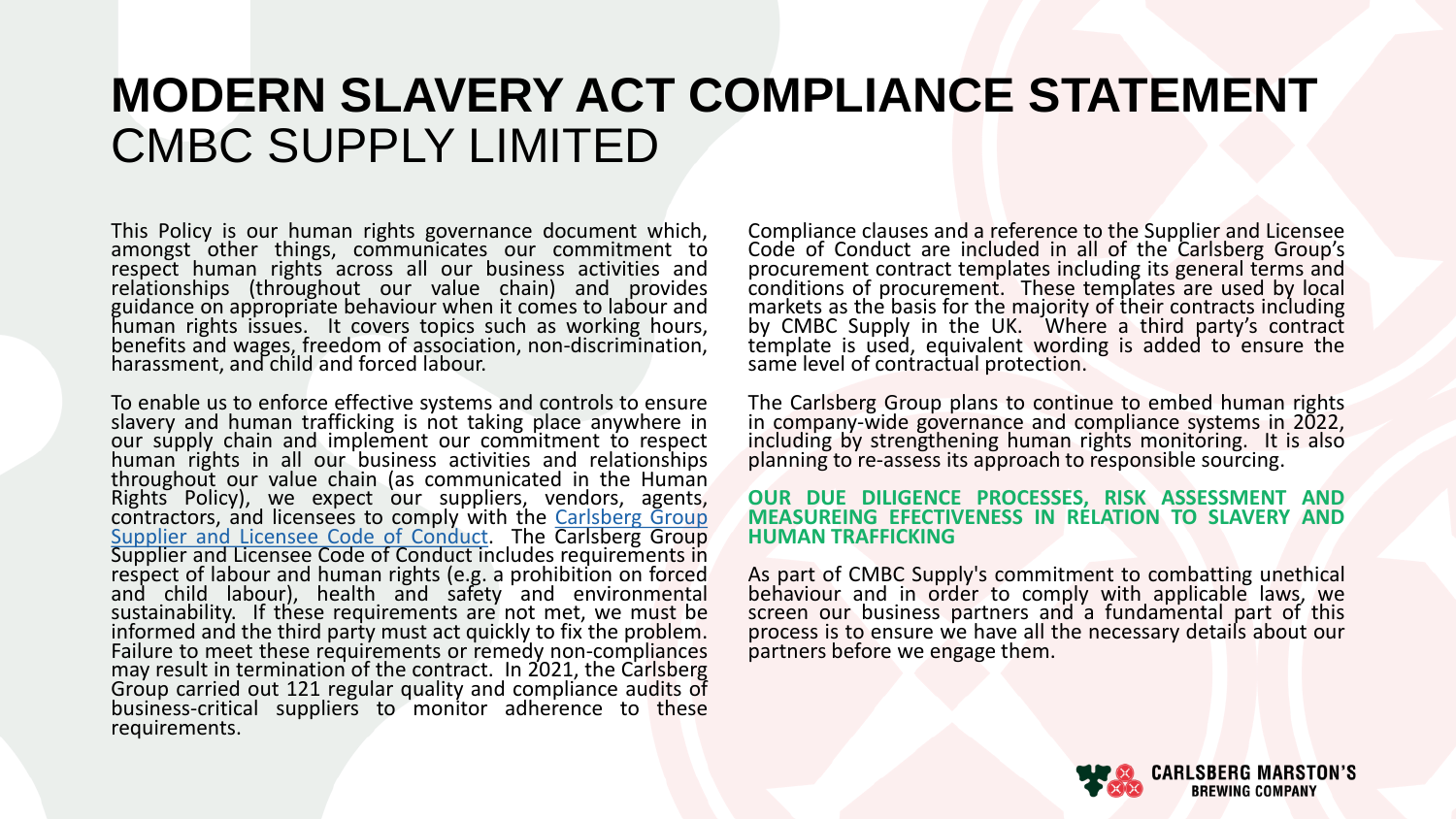# MODERN SLAVERY ACT COMPLIANCE STATEMENT

CMBC SUPPLY LIMITED

This Policy is our human rights governance document which, amongst other things, communicates our commitment to respect human rights across all our business activities and relationships (throughout our value chain) and provides guidance on appropriate behaviour when it comes to labour and human rights issues. It covers topics such as working hours, benefits and wages, freedom of association, non-discrimination, harassment, and child and forced labour.

To enable us to enforce effective systems and controls to ensure slavery and human trafficking is not taking place anywhere in our supply chain and implement our commitment to respect human rights in all our business activities and relationships throughout our value chain (as communicated in the Human Rights Policy), we expect our suppliers, vendors, agents, contractors, and licensees to comply with the Carlsberg Group Supplier and Licensee Code of Conduct. The Carlsberg Group Supplier and Licensee Code of Conduct includes requirements in respect of labour and human rights (e.g. a prohibition on forced and child labour), health and safety and environmental sustainability. If these requirements are not met, we must be informed and the third party must act quickly to fix the problem. Failure to meet these requirements or remedy non-compliances may result in termination of the contract. In 2021, the Carlsberg Group carried out 121 regular quality and compliance audits of business-critical suppliers to monitor adherence to these requirements.

Compliance clauses and a reference to the Supplier and Licensee Code of Conduct are included in all of the Carlsberg Group's procurement contract templates including its general terms and conditions of procurement. These templates are used by local markets as the basis for the majority of their contracts including by CMBC Supply in the UK. Where a third party's contract template is used, equivalent wording is added to ensure the same level of contractual protection.

The Carlsberg Group plans to continue to embed human rights in company-wide governance and compliance systems in 2022, including by strengthening human rights monitoring. It is also planning to re-assess its approach to responsible sourcing.

## OUR DUE DILIGENCE PROCESSES, RISK ASSESSMENT AND MEASUREING EFFECTIVENESS IN RELATION TO SLAVERY AND HUMAN TRAFFICKING

As part of CMBC Supply's commitment to combatting unethical behaviour and in order to comply with applicable laws, we screen our business partners and a fundamental part of this process is to ensure we have all the necessary details about our partners before we engage them.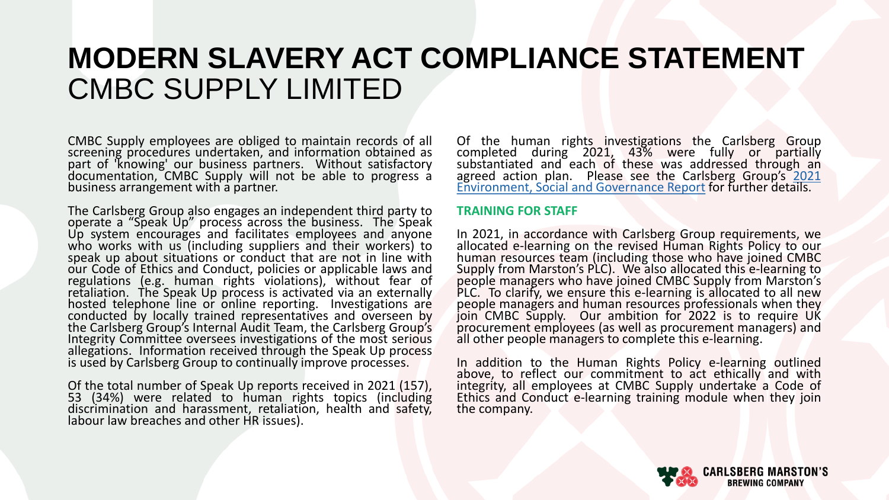# MODERN SLAVERY ACT COMPLIANCE STATEMENT
CMBC SUPPLY LIMITED

CMBC Supply employees are obliged to maintain records of all screening procedures undertaken, and information obtained as part of 'knowing' our business partners. Without satisfactory documentation, CMBC Supply will not be able to progress a business arrangement with a partner.

The Carlsberg Group also engages an independent third party to operate a "Speak Up" process across the business. The Speak Up system encourages and facilitates employees and anyone who works with us (including suppliers and their workers) to speak up about situations or conduct that are not in line with our Code of Ethics and Conduct, policies or applicable laws and regulations (e.g. human rights violations), without fear of retaliation. The Speak Up process is activated via an externally hosted telephone line or online reporting. Investigations are conducted by locally trained representatives and overseen by the Carlsberg Group's Internal Audit Team, the Carlsberg Group's Integrity Committee oversees investigations of the most serious allegations. Information received through the Speak Up process is used by Carlsberg Group to continually improve processes.

Of the total number of Speak Up reports received in 2021 (157), 53 (34%) were related to human rights topics (including discrimination and harassment, retaliation, health and safety, labour law breaches and other HR issues).

Of the human rights investigations the Carlsberg Group completed during 2021, 43% were fully or partially substantiated and each of these was addressed through an agreed action plan. Please see the Carlsberg Group's 2021 Environment, Social and Governance Report for further details.

**TRAINING FOR STAFF**

In 2021, in accordance with Carlsberg Group requirements, we allocated e-learning on the revised Human Rights Policy to our human resources team (including those who have joined CMBC Supply from Marston's PLC). We also allocated this e-learning to people managers who have joined CMBC Supply from Marston's PLC. To clarify, we ensure this e-learning is allocated to all new people managers and human resources professionals when they join CMBC Supply. Our ambition for 2022 is to require UK procurement employees (as well as procurement managers) and all other people managers to complete this e-learning.

In addition to the Human Rights Policy e-learning outlined above, to reflect our commitment to act ethically and with integrity, all employees at CMBC Supply undertake a Code of Ethics and Conduct e-learning training module when they join the company.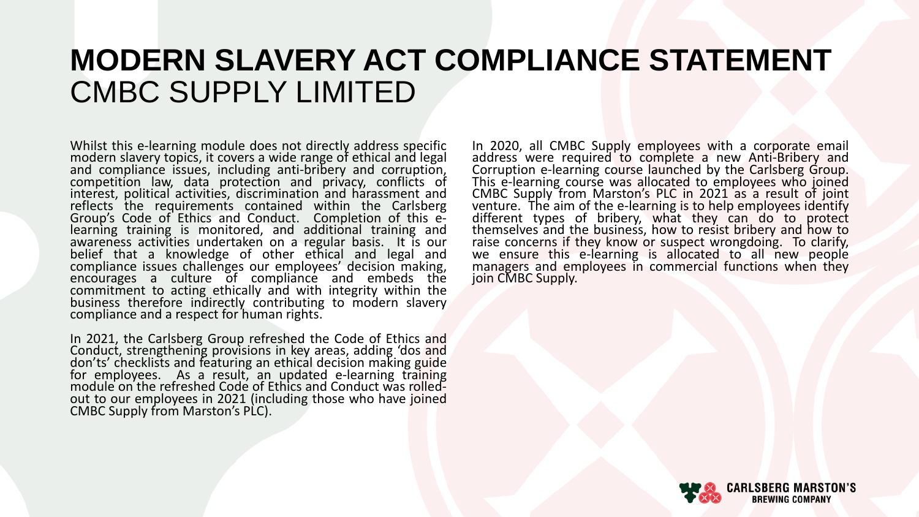# MODERN SLAVERY ACT COMPLIANCE STATEMENT

## CMBC SUPPLY LIMITED

Whilst this e-learning module does not directly address specific modern slavery topics, it covers a wide range of ethical and legal and compliance issues, including anti-bribery and corruption, competition law, data protection and privacy, conflicts of interest, political activities, discrimination and harassment and reflects the requirements contained within the Carlsberg Group's Code of Ethics and Conduct. Completion of this e-learning training is monitored, and additional training and awareness activities undertaken on a regular basis. It is our belief that a knowledge of other ethical and legal and compliance issues challenges our employees' decision making, encourages a culture of compliance and embeds the commitment to acting ethically and with integrity within the business therefore indirectly contributing to modern slavery compliance and a respect for human rights.

In 2021, the Carlsberg Group refreshed the Code of Ethics and Conduct, strengthening provisions in key areas, adding 'dos and don'ts' checklists and featuring an ethical decision making guide for employees. As a result, an updated e-learning training module on the refreshed Code of Ethics and Conduct was rolled-out to our employees in 2021 (including those who have joined CMBC Supply from Marston's PLC).

In 2020, all CMBC Supply employees with a corporate email address were required to complete a new Anti-Bribery and Corruption e-learning course launched by the Carlsberg Group. This e-learning course was allocated to employees who joined CMBC Supply from Marston's PLC in 2021 as a result of joint venture. The aim of the e-learning is to help employees identify different types of bribery, what they can do to protect themselves and the business, how to resist bribery and how to raise concerns if they know or suspect wrongdoing. To clarify, we ensure this e-learning is allocated to all new people managers and employees in commercial functions when they join CMBC Supply.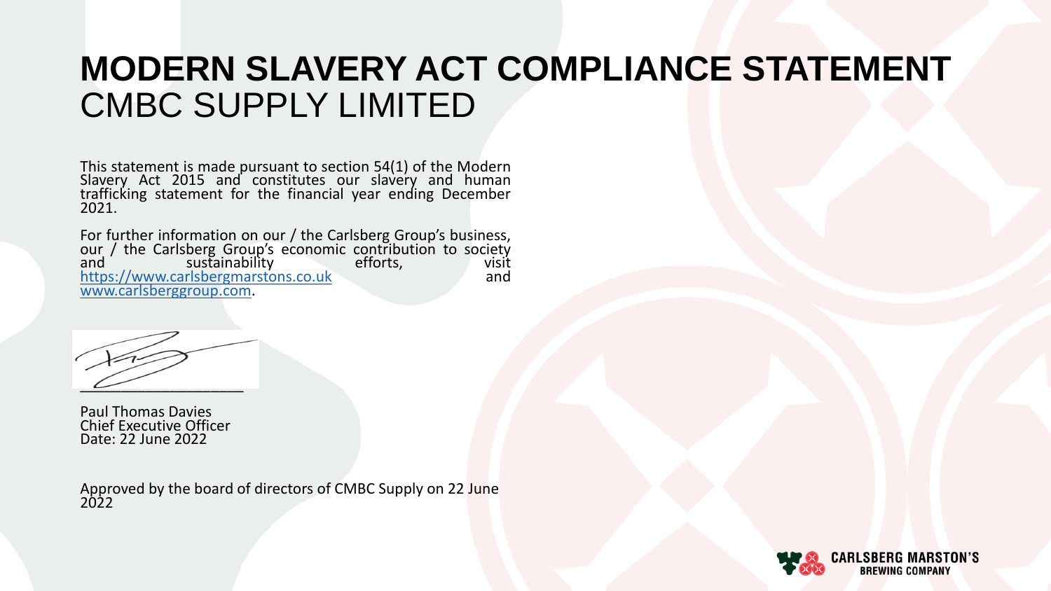# MODERN SLAVERY ACT COMPLIANCE STATEMENT

CMBC SUPPLY LIMITED

This statement is made pursuant to section 54(1) of the Modern Slavery Act 2015 and constitutes our slavery and human trafficking statement for the financial year ending December 2021.

For further information on our / the Carlsberg Group's business, our / the Carlsberg Group's economic contribution to society and sustainability efforts, visit https://www.carlsbergmarstons.co.uk and www.carlsberggroup.com.

Paul Thomas Davies
Chief Executive Officer
Date: 22 June 2022

Approved by the board of directors of CMBC Supply on 22 June 2022

CARLSBERG MARSTON'S BREWING COMPANY